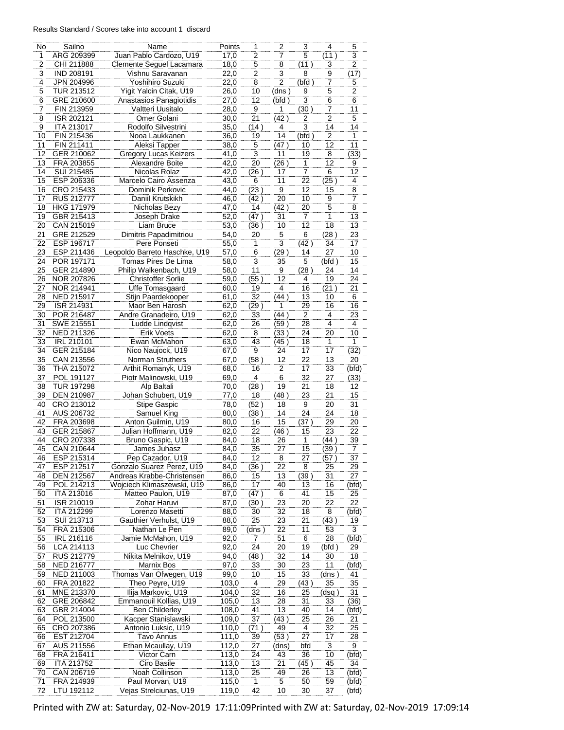Results Standard / Scores take into account 1 discard

| No | Sailno | Name | Points | 1 | 2 | 3 | 4 | 5 |
|---|---|---|---|---|---|---|---|---|
| 1 | ARG 209399 | Juan Pablo Cardozo, U19 | 17,0 | 2 | 7 | 5 | (11 ) | 3 |
| 2 | CHI 211888 | Clemente Seguel Lacamara | 18,0 | 5 | 8 | (11 ) | 3 | 2 |
| 3 | IND 208191 | Vishnu Saravanan | 22,0 | 2 | 3 | 8 | 9 | (17) |
| 4 | JPN 204996 | Yoshihiro Suzuki | 22,0 | 8 | 2 | (bfd ) | 7 | 5 |
| 5 | TUR 213512 | Yigit Yalcin Citak, U19 | 26,0 | 10 | (dns ) | 9 | 5 | 2 |
| 6 | GRE 210600 | Anastasios Panagiotidis | 27,0 | 12 | (bfd ) | 3 | 6 | 6 |
| 7 | FIN 213959 | Valtteri Uusitalo | 28,0 | 9 | 1 | (30 ) | 7 | 11 |
| 8 | ISR 202121 | Omer Golani | 30,0 | 21 | (42 ) | 2 | 2 | 5 |
| 9 | ITA 213017 | Rodolfo Silvestrini | 35,0 | (14 ) | 4 | 3 | 14 | 14 |
| 10 | FIN 215436 | Nooa Laukkanen | 36,0 | 19 | 14 | (bfd ) | 2 | 1 |
| 11 | FIN 211411 | Aleksi Tapper | 38,0 | 5 | (47 ) | 10 | 12 | 11 |
| 12 | GER 210062 | Gregory Lucas Keizers | 41,0 | 3 | 11 | 19 | 8 | (33) |
| 13 | FRA 203855 | Alexandre Boite | 42,0 | 20 | (26 ) | 1 | 12 | 9 |
| 14 | SUI 215485 | Nicolas Rolaz | 42,0 | (26 ) | 17 | 7 | 6 | 12 |
| 15 | ESP 206336 | Marcelo Cairo Assenza | 43,0 | 6 | 11 | 22 | (25 ) | 4 |
| 16 | CRO 215433 | Dominik Perkovic | 44,0 | (23 ) | 9 | 12 | 15 | 8 |
| 17 | RUS 212777 | Daniil Krutskikh | 46,0 | (42 ) | 20 | 10 | 9 | 7 |
| 18 | HKG 171979 | Nicholas Bezy | 47,0 | 14 | (42 ) | 20 | 5 | 8 |
| 19 | GBR 215413 | Joseph Drake | 52,0 | (47 ) | 31 | 7 | 1 | 13 |
| 20 | CAN 215019 | Liam Bruce | 53,0 | (36 ) | 10 | 12 | 18 | 13 |
| 21 | GRE 212529 | Dimitris Papadimitriou | 54,0 | 20 | 5 | 6 | (28 ) | 23 |
| 22 | ESP 196717 | Pere Ponseti | 55,0 | 1 | 3 | (42 ) | 34 | 17 |
| 23 | ESP 211436 | Leopoldo Barreto Haschke, U19 | 57,0 | 6 | (29 ) | 14 | 27 | 10 |
| 24 | POR 197171 | Tomas Pires De Lima | 58,0 | 3 | 35 | 5 | (bfd ) | 15 |
| 25 | GER 214890 | Philip Walkenbach, U19 | 58,0 | 11 | 9 | (28 ) | 24 | 14 |
| 26 | NOR 207826 | Christoffer Sorlie | 59,0 | (55 ) | 12 | 4 | 19 | 24 |
| 27 | NOR 214941 | Uffe Tomasgaard | 60,0 | 19 | 4 | 16 | (21 ) | 21 |
| 28 | NED 215917 | Stijn Paardekooper | 61,0 | 32 | (44 ) | 13 | 10 | 6 |
| 29 | ISR 214931 | Maor Ben Harosh | 62,0 | (29 ) | 1 | 29 | 16 | 16 |
| 30 | POR 216487 | Andre Granadeiro, U19 | 62,0 | 33 | (44 ) | 2 | 4 | 23 |
| 31 | SWE 215551 | Ludde Lindqvist | 62,0 | 26 | (59 ) | 28 | 4 | 4 |
| 32 | NED 211326 | Erik Voets | 62,0 | 8 | (33 ) | 24 | 20 | 10 |
| 33 | IRL 210101 | Ewan McMahon | 63,0 | 43 | (45 ) | 18 | 1 | 1 |
| 34 | GER 215184 | Nico Naujock, U19 | 67,0 | 9 | 24 | 17 | 17 | (32) |
| 35 | CAN 213556 | Norman Struthers | 67,0 | (58 ) | 12 | 22 | 13 | 20 |
| 36 | THA 215072 | Arthit Romanyk, U19 | 68,0 | 16 | 2 | 17 | 33 | (bfd) |
| 37 | POL 191127 | Piotr Malinowski, U19 | 69,0 | 4 | 6 | 32 | 27 | (33) |
| 38 | TUR 197298 | Alp Baltali | 70,0 | (28 ) | 19 | 21 | 18 | 12 |
| 39 | DEN 210987 | Johan Schubert, U19 | 77,0 | 18 | (48 ) | 23 | 21 | 15 |
| 40 | CRO 213012 | Stipe Gaspic | 78,0 | (52 ) | 18 | 9 | 20 | 31 |
| 41 | AUS 206732 | Samuel King | 80,0 | (38 ) | 14 | 24 | 24 | 18 |
| 42 | FRA 203698 | Anton Guilmin, U19 | 80,0 | 16 | 15 | (37 ) | 29 | 20 |
| 43 | GER 215867 | Julian Hoffmann, U19 | 82,0 | 22 | (46 ) | 15 | 23 | 22 |
| 44 | CRO 207338 | Bruno Gaspic, U19 | 84,0 | 18 | 26 | 1 | (44 ) | 39 |
| 45 | CAN 210644 | James Juhasz | 84,0 | 35 | 27 | 15 | (39 ) | 7 |
| 46 | ESP 215314 | Pep Cazador, U19 | 84,0 | 12 | 8 | 27 | (57 ) | 37 |
| 47 | ESP 212517 | Gonzalo Suarez Perez, U19 | 84,0 | (36 ) | 22 | 8 | 25 | 29 |
| 48 | DEN 212567 | Andreas Krabbe-Christensen | 86,0 | 15 | 13 | (39 ) | 31 | 27 |
| 49 | POL 214213 | Wojciech Klimaszewski, U19 | 86,0 | 17 | 40 | 13 | 16 | (bfd) |
| 50 | ITA 213016 | Matteo Paulon, U19 | 87,0 | (47 ) | 6 | 41 | 15 | 25 |
| 51 | ISR 210019 | Zohar Haruvi | 87,0 | (30 ) | 23 | 20 | 22 | 22 |
| 52 | ITA 212299 | Lorenzo Masetti | 88,0 | 30 | 32 | 18 | 8 | (bfd) |
| 53 | SUI 213713 | Gauthier Verhulst, U19 | 88,0 | 25 | 23 | 21 | (43 ) | 19 |
| 54 | FRA 215306 | Nathan Le Pen | 89,0 | (dns ) | 22 | 11 | 53 | 3 |
| 55 | IRL 216116 | Jamie McMahon, U19 | 92,0 | 7 | 51 | 6 | 28 | (bfd) |
| 56 | LCA 214113 | Luc Chevrier | 92,0 | 24 | 20 | 19 | (bfd ) | 29 |
| 57 | RUS 212779 | Nikita Melnikov, U19 | 94,0 | (48 ) | 32 | 14 | 30 | 18 |
| 58 | NED 216777 | Marnix Bos | 97,0 | 33 | 30 | 23 | 11 | (bfd) |
| 59 | NED 211003 | Thomas Van Ofwegen, U19 | 99,0 | 10 | 15 | 33 | (dns ) | 41 |
| 60 | FRA 201822 | Theo Peyre, U19 | 103,0 | 4 | 29 | (43 ) | 35 | 35 |
| 61 | MNE 213370 | Ilija Markovic, U19 | 104,0 | 32 | 16 | 25 | (dsq ) | 31 |
| 62 | GRE 206842 | Emmanouil Kollias, U19 | 105,0 | 13 | 28 | 31 | 33 | (36) |
| 63 | GBR 214004 | Ben Childerley | 108,0 | 41 | 13 | 40 | 14 | (bfd) |
| 64 | POL 213500 | Kacper Stanislawski | 109,0 | 37 | (43 ) | 25 | 26 | 21 |
| 65 | CRO 207386 | Antonio Luksic, U19 | 110,0 | (71 ) | 49 | 4 | 32 | 25 |
| 66 | EST 212704 | Tavo Annus | 111,0 | 39 | (53 ) | 27 | 17 | 28 |
| 67 | AUS 211556 | Ethan Mcaullay, U19 | 112,0 | 27 | (dns) | bfd | 3 | 9 |
| 68 | FRA 216411 | Victor Carn | 113,0 | 24 | 43 | 36 | 10 | (bfd) |
| 69 | ITA 213752 | Ciro Basile | 113,0 | 13 | 21 | (45 ) | 45 | 34 |
| 70 | CAN 206719 | Noah Collinson | 113,0 | 25 | 49 | 26 | 13 | (bfd) |
| 71 | FRA 214939 | Paul Morvan, U19 | 115,0 | 1 | 5 | 50 | 59 | (bfd) |
| 72 | LTU 192112 | Vejas Strelciunas, U19 | 119,0 | 42 | 10 | 30 | 37 | (bfd) |

Printed with ZW at: Saturday, 02-Nov-2019 17:11:09Printed with ZW at: Saturday, 02-Nov-2019 17:09:14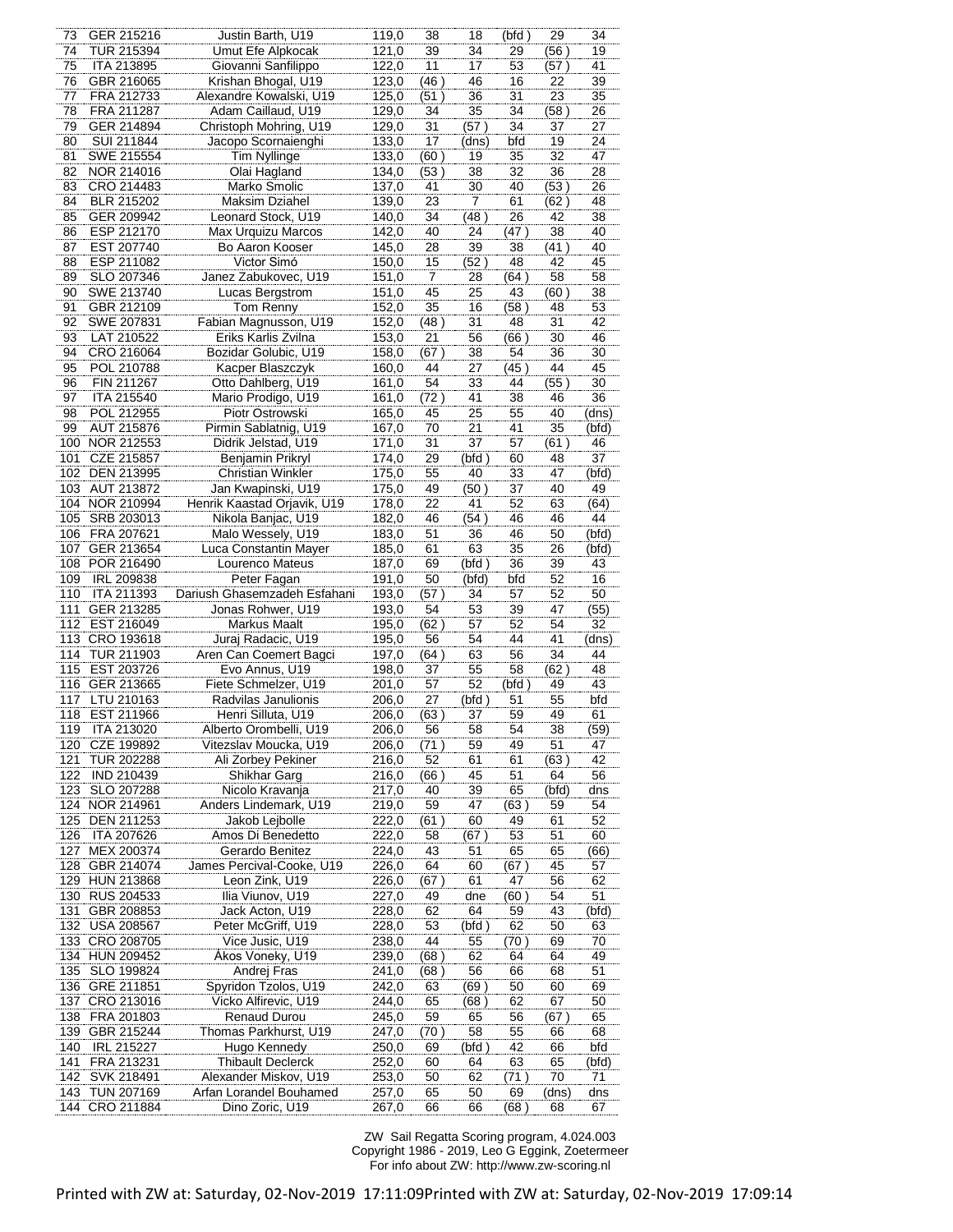| | | | | | | | | | |
|---|---|---|---|---|---|---|---|---|---|
| 73 | GER 215216 | Justin Barth, U19 | 119,0 | 38 | 18 | (bfd ) | 29 | 34 |
| 74 | TUR 215394 | Umut Efe Alpkocak | 121,0 | 39 | 34 | 29 | (56 ) | 19 |
| 75 | ITA 213895 | Giovanni Sanfilippo | 122,0 | 11 | 17 | 53 | (57 ) | 41 |
| 76 | GBR 216065 | Krishan Bhogal, U19 | 123,0 | (46 ) | 46 | 16 | 22 | 39 |
| 77 | FRA 212733 | Alexandre Kowalski, U19 | 125,0 | (51 ) | 36 | 31 | 23 | 35 |
| 78 | FRA 211287 | Adam Caillaud, U19 | 129,0 | 34 | 35 | 34 | (58 ) | 26 |
| 79 | GER 214894 | Christoph Mohring, U19 | 129,0 | 31 | (57 ) | 34 | 37 | 27 |
| 80 | SUI 211844 | Jacopo Scornaienghi | 133,0 | 17 | (dns) | bfd | 19 | 24 |
| 81 | SWE 215554 | Tim Nyllinge | 133,0 | (60 ) | 19 | 35 | 32 | 47 |
| 82 | NOR 214016 | Olai Hagland | 134,0 | (53 ) | 38 | 32 | 36 | 28 |
| 83 | CRO 214483 | Marko Smolic | 137,0 | 41 | 30 | 40 | (53 ) | 26 |
| 84 | BLR 215202 | Maksim Dziahel | 139,0 | 23 | 7 | 61 | (62 ) | 48 |
| 85 | GER 209942 | Leonard Stock, U19 | 140,0 | 34 | (48 ) | 26 | 42 | 38 |
| 86 | ESP 212170 | Max Urquizu Marcos | 142,0 | 40 | 24 | (47 ) | 38 | 40 |
| 87 | EST 207740 | Bo Aaron Kooser | 145,0 | 28 | 39 | 38 | (41 ) | 40 |
| 88 | ESP 211082 | Victor Simó | 150,0 | 15 | (52 ) | 48 | 42 | 45 |
| 89 | SLO 207346 | Janez Zabukovec, U19 | 151,0 | 7 | 28 | (64 ) | 58 | 58 |
| 90 | SWE 213740 | Lucas Bergstrom | 151,0 | 45 | 25 | 43 | (60 ) | 38 |
| 91 | GBR 212109 | Tom Renny | 152,0 | 35 | 16 | (58 ) | 48 | 53 |
| 92 | SWE 207831 | Fabian Magnusson, U19 | 152,0 | (48 ) | 31 | 48 | 31 | 42 |
| 93 | LAT 210522 | Eriks Karlis Zvilna | 153,0 | 21 | 56 | (66 ) | 30 | 46 |
| 94 | CRO 216064 | Bozidar Golubic, U19 | 158,0 | (67 ) | 38 | 54 | 36 | 30 |
| 95 | POL 210788 | Kacper Blaszczyk | 160,0 | 44 | 27 | (45 ) | 44 | 45 |
| 96 | FIN 211267 | Otto Dahlberg, U19 | 161,0 | 54 | 33 | 44 | (55 ) | 30 |
| 97 | ITA 215540 | Mario Prodigo, U19 | 161,0 | (72 ) | 41 | 38 | 46 | 36 |
| 98 | POL 212955 | Piotr Ostrowski | 165,0 | 45 | 25 | 55 | 40 | (dns) |
| 99 | AUT 215876 | Pirmin Sablatnig, U19 | 167,0 | 70 | 21 | 41 | 35 | (bfd) |
| 100 | NOR 212553 | Didrik Jelstad, U19 | 171,0 | 31 | 37 | 57 | (61 ) | 46 |
| 101 | CZE 215857 | Benjamin Prikryl | 174,0 | 29 | (bfd ) | 60 | 48 | 37 |
| 102 | DEN 213995 | Christian Winkler | 175,0 | 55 | 40 | 33 | 47 | (bfd) |
| 103 | AUT 213872 | Jan Kwapinski, U19 | 175,0 | 49 | (50 ) | 37 | 40 | 49 |
| 104 | NOR 210994 | Henrik Kaastad Orjavik, U19 | 178,0 | 22 | 41 | 52 | 63 | (64) |
| 105 | SRB 203013 | Nikola Banjac, U19 | 182,0 | 46 | (54 ) | 46 | 46 | 44 |
| 106 | FRA 207621 | Malo Wessely, U19 | 183,0 | 51 | 36 | 46 | 50 | (bfd) |
| 107 | GER 213654 | Luca Constantin Mayer | 185,0 | 61 | 63 | 35 | 26 | (bfd) |
| 108 | POR 216490 | Lourenco Mateus | 187,0 | 69 | (bfd ) | 36 | 39 | 43 |
| 109 | IRL 209838 | Peter Fagan | 191,0 | 50 | (bfd) | bfd | 52 | 16 |
| 110 | ITA 211393 | Dariush Ghasemzadeh Esfahani | 193,0 | (57 ) | 34 | 57 | 52 | 50 |
| 111 | GER 213285 | Jonas Rohwer, U19 | 193,0 | 54 | 53 | 39 | 47 | (55) |
| 112 | EST 216049 | Markus Maalt | 195,0 | (62 ) | 57 | 52 | 54 | 32 |
| 113 | CRO 193618 | Juraj Radacic, U19 | 195,0 | 56 | 54 | 44 | 41 | (dns) |
| 114 | TUR 211903 | Aren Can Coemert Bagci | 197,0 | (64 ) | 63 | 56 | 34 | 44 |
| 115 | EST 203726 | Evo Annus, U19 | 198,0 | 37 | 55 | 58 | (62 ) | 48 |
| 116 | GER 213665 | Fiete Schmelzer, U19 | 201,0 | 57 | 52 | (bfd ) | 49 | 43 |
| 117 | LTU 210163 | Radvilas Janulionis | 206,0 | 27 | (bfd ) | 51 | 55 | bfd |
| 118 | EST 211966 | Henri Silluta, U19 | 206,0 | (63 ) | 37 | 59 | 49 | 61 |
| 119 | ITA 213020 | Alberto Orombelli, U19 | 206,0 | 56 | 58 | 54 | 38 | (59) |
| 120 | CZE 199892 | Vitezslav Moucka, U19 | 206,0 | (71 ) | 59 | 49 | 51 | 47 |
| 121 | TUR 202288 | Ali Zorbey Pekiner | 216,0 | 52 | 61 | 61 | (63 ) | 42 |
| 122 | IND 210439 | Shikhar Garg | 216,0 | (66 ) | 45 | 51 | 64 | 56 |
| 123 | SLO 207288 | Nicolo Kravanja | 217,0 | 40 | 39 | 65 | (bfd) | dns |
| 124 | NOR 214961 | Anders Lindemark, U19 | 219,0 | 59 | 47 | (63 ) | 59 | 54 |
| 125 | DEN 211253 | Jakob Lejbolle | 222,0 | (61 ) | 60 | 49 | 61 | 52 |
| 126 | ITA 207626 | Amos Di Benedetto | 222,0 | 58 | (67 ) | 53 | 51 | 60 |
| 127 | MEX 200374 | Gerardo Benitez | 224,0 | 43 | 51 | 65 | 65 | (66) |
| 128 | GBR 214074 | James Percival-Cooke, U19 | 226,0 | 64 | 60 | (67 ) | 45 | 57 |
| 129 | HUN 213868 | Leon Zink, U19 | 226,0 | (67 ) | 61 | 47 | 56 | 62 |
| 130 | RUS 204533 | Ilia Viunov, U19 | 227,0 | 49 | dne | (60 ) | 54 | 51 |
| 131 | GBR 208853 | Jack Acton, U19 | 228,0 | 62 | 64 | 59 | 43 | (bfd) |
| 132 | USA 208567 | Peter McGriff, U19 | 228,0 | 53 | (bfd ) | 62 | 50 | 63 |
| 133 | CRO 208705 | Vice Jusic, U19 | 238,0 | 44 | 55 | (70 ) | 69 | 70 |
| 134 | HUN 209452 | Ákos Voneky, U19 | 239,0 | (68 ) | 62 | 64 | 64 | 49 |
| 135 | SLO 199824 | Andrej Fras | 241,0 | (68 ) | 56 | 66 | 68 | 51 |
| 136 | GRE 211851 | Spyridon Tzolos, U19 | 242,0 | 63 | (69 ) | 50 | 60 | 69 |
| 137 | CRO 213016 | Vicko Alfirevic, U19 | 244,0 | 65 | (68 ) | 62 | 67 | 50 |
| 138 | FRA 201803 | Renaud Durou | 245,0 | 59 | 65 | 56 | (67 ) | 65 |
| 139 | GBR 215244 | Thomas Parkhurst, U19 | 247,0 | (70 ) | 58 | 55 | 66 | 68 |
| 140 | IRL 215227 | Hugo Kennedy | 250,0 | 69 | (bfd ) | 42 | 66 | bfd |
| 141 | FRA 213231 | Thibault Declerck | 252,0 | 60 | 64 | 63 | 65 | (bfd) |
| 142 | SVK 218491 | Alexander Miskov, U19 | 253,0 | 50 | 62 | (71 ) | 70 | 71 |
| 143 | TUN 207169 | Arfan Lorandel Bouhamed | 257,0 | 65 | 50 | 69 | (dns) | dns |
| 144 | CRO 211884 | Dino Zoric, U19 | 267,0 | 66 | 66 | (68 ) | 68 | 67 |

ZW Sail Regatta Scoring program, 4.024.003
Copyright 1986 - 2019, Leo G Eggink, Zoetermeer
For info about ZW: http://www.zw-scoring.nl

Printed with ZW at: Saturday, 02-Nov-2019 17:11:09Printed with ZW at: Saturday, 02-Nov-2019 17:09:14